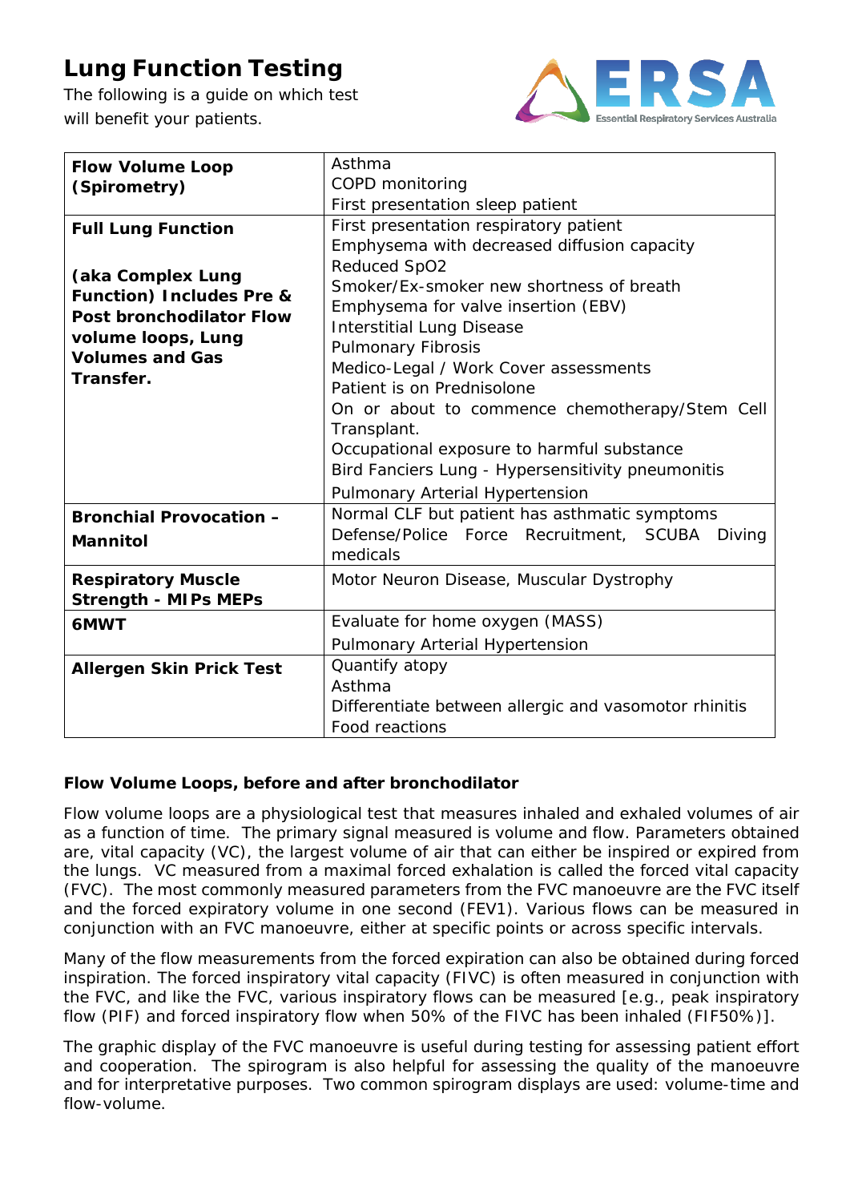# Lung Function Testing

The following is a guide on which test will benefit your patients.

ERSA Essential Respiratory Services Australia

| Test | Indications |
|---|---|
| **Flow Volume Loop (Spirometry)** | Asthma<br>COPD monitoring<br>First presentation sleep patient |
| **Full Lung Function**<br><br>**(aka Complex Lung Function) Includes Pre & Post bronchodilator Flow volume loops, Lung Volumes and Gas Transfer.** | First presentation respiratory patient<br>Emphysema with decreased diffusion capacity<br>Reduced SpO2<br>Smoker/Ex-smoker new shortness of breath<br>Emphysema for valve insertion (EBV)<br>Interstitial Lung Disease<br>Pulmonary Fibrosis<br>Medico-Legal / Work Cover assessments<br>Patient is on Prednisolone<br>On or about to commence chemotherapy/Stem Cell Transplant.<br>Occupational exposure to harmful substance<br>Bird Fanciers Lung - Hypersensitivity pneumonitis<br>Pulmonary Arterial Hypertension |
| **Bronchial Provocation – Mannitol** | Normal CLF but patient has asthmatic symptoms<br>Defense/Police Force Recruitment, SCUBA Diving medicals |
| **Respiratory Muscle Strength - MIPs MEPs** | Motor Neuron Disease, Muscular Dystrophy |
| **6MWT** | Evaluate for home oxygen (MASS)<br>Pulmonary Arterial Hypertension |
| **Allergen Skin Prick Test** | Quantify atopy<br>Asthma<br>Differentiate between allergic and vasomotor rhinitis<br>Food reactions |

**Flow Volume Loops, before and after bronchodilator**

Flow volume loops are a physiological test that measures inhaled and exhaled volumes of air as a function of time. The primary signal measured is volume and flow. Parameters obtained are, vital capacity (VC), the largest volume of air that can either be inspired or expired from the lungs. VC measured from a maximal forced exhalation is called the forced vital capacity (FVC). The most commonly measured parameters from the FVC manoeuvre are the FVC itself and the forced expiratory volume in one second (FEV1). Various flows can be measured in conjunction with an FVC manoeuvre, either at specific points or across specific intervals.

Many of the flow measurements from the forced expiration can also be obtained during forced inspiration. The forced inspiratory vital capacity (FIVC) is often measured in conjunction with the FVC, and like the FVC, various inspiratory flows can be measured [e.g., peak inspiratory flow (PIF) and forced inspiratory flow when 50% of the FIVC has been inhaled (FIF50%)].

The graphic display of the FVC manoeuvre is useful during testing for assessing patient effort and cooperation. The spirogram is also helpful for assessing the quality of the manoeuvre and for interpretative purposes. Two common spirogram displays are used: volume-time and flow-volume.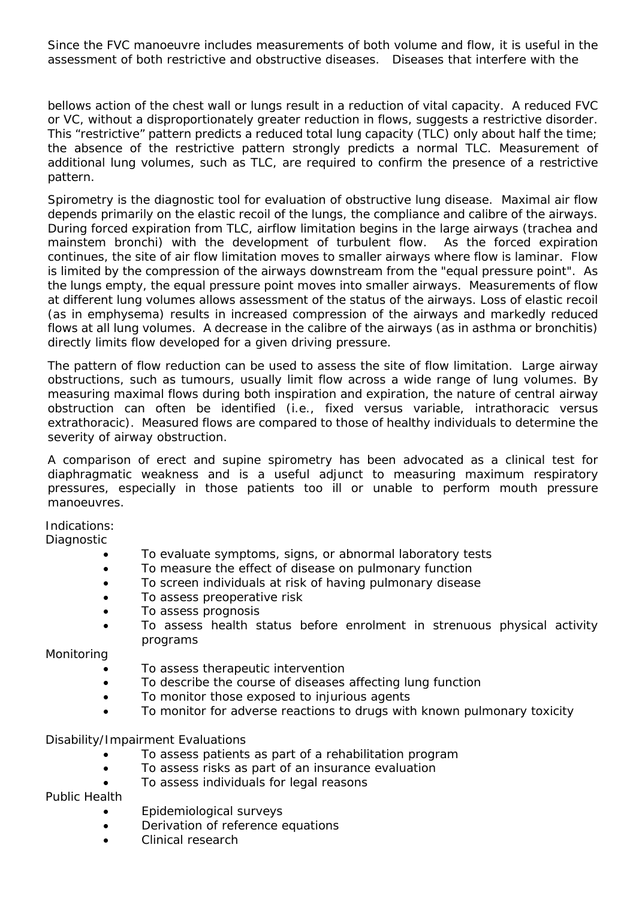Since the FVC manoeuvre includes measurements of both volume and flow, it is useful in the assessment of both restrictive and obstructive diseases. Diseases that interfere with the bellows action of the chest wall or lungs result in a reduction of vital capacity. A reduced FVC or VC, without a disproportionately greater reduction in flows, suggests a restrictive disorder. This "restrictive" pattern predicts a reduced total lung capacity (TLC) only about half the time; the absence of the restrictive pattern strongly predicts a normal TLC. Measurement of additional lung volumes, such as TLC, are required to confirm the presence of a restrictive pattern.

Spirometry is the diagnostic tool for evaluation of obstructive lung disease. Maximal air flow depends primarily on the elastic recoil of the lungs, the compliance and calibre of the airways. During forced expiration from TLC, airflow limitation begins in the large airways (trachea and mainstem bronchi) with the development of turbulent flow. As the forced expiration continues, the site of air flow limitation moves to smaller airways where flow is laminar. Flow is limited by the compression of the airways downstream from the "equal pressure point". As the lungs empty, the equal pressure point moves into smaller airways. Measurements of flow at different lung volumes allows assessment of the status of the airways. Loss of elastic recoil (as in emphysema) results in increased compression of the airways and markedly reduced flows at all lung volumes. A decrease in the calibre of the airways (as in asthma or bronchitis) directly limits flow developed for a given driving pressure.

The pattern of flow reduction can be used to assess the site of flow limitation. Large airway obstructions, such as tumours, usually limit flow across a wide range of lung volumes. By measuring maximal flows during both inspiration and expiration, the nature of central airway obstruction can often be identified (i.e., fixed versus variable, intrathoracic versus extrathoracic). Measured flows are compared to those of healthy individuals to determine the severity of airway obstruction.

A comparison of erect and supine spirometry has been advocated as a clinical test for diaphragmatic weakness and is a useful adjunct to measuring maximum respiratory pressures, especially in those patients too ill or unable to perform mouth pressure manoeuvres.

Indications:

Diagnostic

- To evaluate symptoms, signs, or abnormal laboratory tests
- To measure the effect of disease on pulmonary function
- To screen individuals at risk of having pulmonary disease
- To assess preoperative risk
- To assess prognosis
- To assess health status before enrolment in strenuous physical activity programs

Monitoring

- To assess therapeutic intervention
- To describe the course of diseases affecting lung function
- To monitor those exposed to injurious agents
- To monitor for adverse reactions to drugs with known pulmonary toxicity

Disability/Impairment Evaluations

- To assess patients as part of a rehabilitation program
- To assess risks as part of an insurance evaluation
- To assess individuals for legal reasons

Public Health

- Epidemiological surveys
- Derivation of reference equations
- Clinical research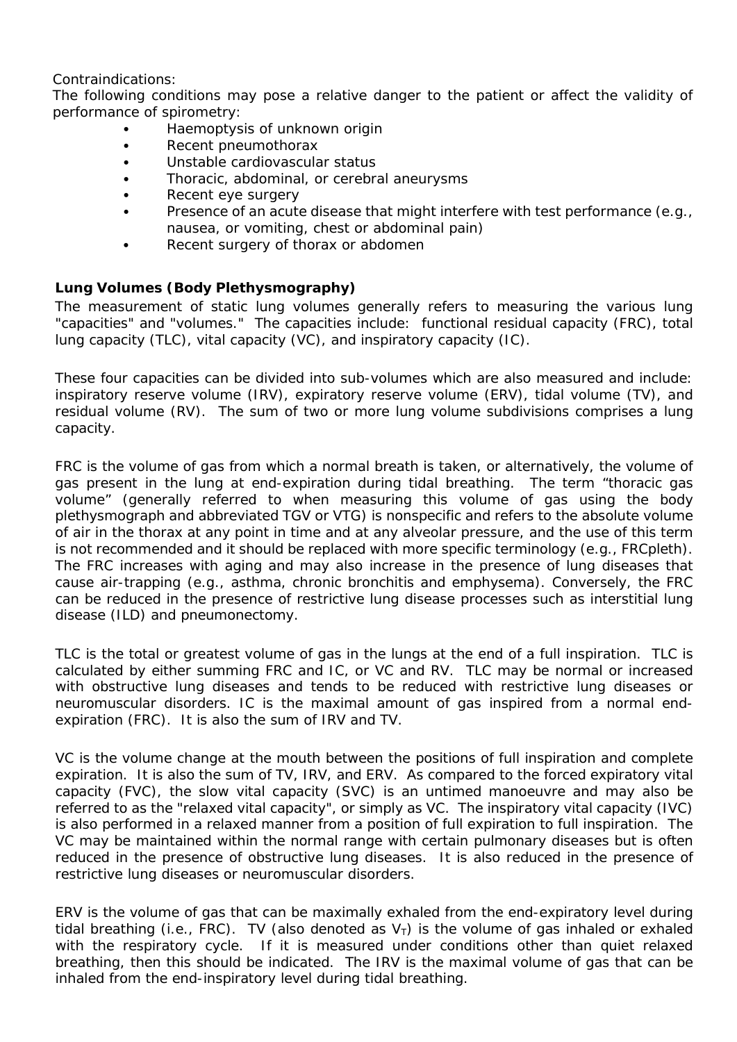Contraindications:
The following conditions may pose a relative danger to the patient or affect the validity of performance of spirometry:

- Haemoptysis of unknown origin
- Recent pneumothorax
- Unstable cardiovascular status
- Thoracic, abdominal, or cerebral aneurysms
- Recent eye surgery
- Presence of an acute disease that might interfere with test performance (e.g., nausea, or vomiting, chest or abdominal pain)
- Recent surgery of thorax or abdomen

**Lung Volumes (Body Plethysmography)**

The measurement of static lung volumes generally refers to measuring the various lung "capacities" and "volumes." The capacities include: functional residual capacity (FRC), total lung capacity (TLC), vital capacity (VC), and inspiratory capacity (IC).

These four capacities can be divided into sub-volumes which are also measured and include: inspiratory reserve volume (IRV), expiratory reserve volume (ERV), tidal volume (TV), and residual volume (RV). The sum of two or more lung volume subdivisions comprises a lung capacity.

FRC is the volume of gas from which a normal breath is taken, or alternatively, the volume of gas present in the lung at end-expiration during tidal breathing. The term "thoracic gas volume" (generally referred to when measuring this volume of gas using the body plethysmograph and abbreviated TGV or VTG) is nonspecific and refers to the absolute volume of air in the thorax at any point in time and at any alveolar pressure, and the use of this term is not recommended and it should be replaced with more specific terminology (e.g., FRCpleth). The FRC increases with aging and may also increase in the presence of lung diseases that cause air-trapping (e.g., asthma, chronic bronchitis and emphysema). Conversely, the FRC can be reduced in the presence of restrictive lung disease processes such as interstitial lung disease (ILD) and pneumonectomy.

TLC is the total or greatest volume of gas in the lungs at the end of a full inspiration. TLC is calculated by either summing FRC and IC, or VC and RV. TLC may be normal or increased with obstructive lung diseases and tends to be reduced with restrictive lung diseases or neuromuscular disorders. IC is the maximal amount of gas inspired from a normal end-expiration (FRC). It is also the sum of IRV and TV.

VC is the volume change at the mouth between the positions of full inspiration and complete expiration. It is also the sum of TV, IRV, and ERV. As compared to the forced expiratory vital capacity (FVC), the slow vital capacity (SVC) is an untimed manoeuvre and may also be referred to as the "relaxed vital capacity", or simply as VC. The inspiratory vital capacity (IVC) is also performed in a relaxed manner from a position of full expiration to full inspiration. The VC may be maintained within the normal range with certain pulmonary diseases but is often reduced in the presence of obstructive lung diseases. It is also reduced in the presence of restrictive lung diseases or neuromuscular disorders.

ERV is the volume of gas that can be maximally exhaled from the end-expiratory level during tidal breathing (i.e., FRC). TV (also denoted as $V_T$) is the volume of gas inhaled or exhaled with the respiratory cycle. If it is measured under conditions other than quiet relaxed breathing, then this should be indicated. The IRV is the maximal volume of gas that can be inhaled from the end-inspiratory level during tidal breathing.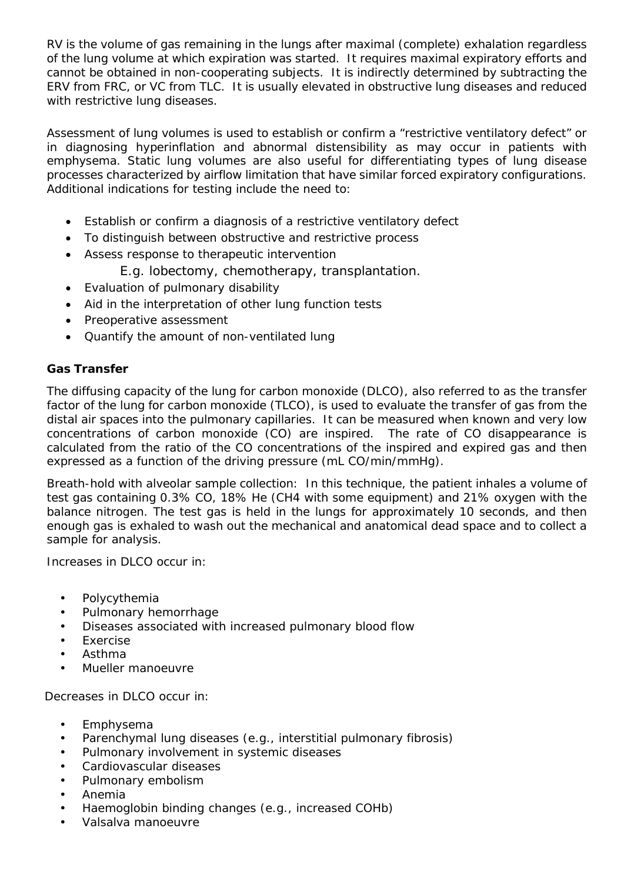RV is the volume of gas remaining in the lungs after maximal (complete) exhalation regardless of the lung volume at which expiration was started. It requires maximal expiratory efforts and cannot be obtained in non-cooperating subjects. It is indirectly determined by subtracting the ERV from FRC, or VC from TLC. It is usually elevated in obstructive lung diseases and reduced with restrictive lung diseases.

Assessment of lung volumes is used to establish or confirm a "restrictive ventilatory defect" or in diagnosing hyperinflation and abnormal distensibility as may occur in patients with emphysema. Static lung volumes are also useful for differentiating types of lung disease processes characterized by airflow limitation that have similar forced expiratory configurations. Additional indications for testing include the need to:

- Establish or confirm a diagnosis of a restrictive ventilatory defect
- To distinguish between obstructive and restrictive process
- Assess response to therapeutic intervention
  E.g. lobectomy, chemotherapy, transplantation.
- Evaluation of pulmonary disability
- Aid in the interpretation of other lung function tests
- Preoperative assessment
- Quantify the amount of non-ventilated lung

**Gas Transfer**

The diffusing capacity of the lung for carbon monoxide (DLCO), also referred to as the transfer factor of the lung for carbon monoxide (TLCO), is used to evaluate the transfer of gas from the distal air spaces into the pulmonary capillaries. It can be measured when known and very low concentrations of carbon monoxide (CO) are inspired. The rate of CO disappearance is calculated from the ratio of the CO concentrations of the inspired and expired gas and then expressed as a function of the driving pressure (mL CO/min/mmHg).

Breath-hold with alveolar sample collection: In this technique, the patient inhales a volume of test gas containing 0.3% CO, 18% He ($CH_4$ with some equipment) and 21% oxygen with the balance nitrogen. The test gas is held in the lungs for approximately 10 seconds, and then enough gas is exhaled to wash out the mechanical and anatomical dead space and to collect a sample for analysis.

Increases in DLCO occur in:

- Polycythemia
- Pulmonary hemorrhage
- Diseases associated with increased pulmonary blood flow
- Exercise
- Asthma
- Mueller manoeuvre

Decreases in DLCO occur in:

- Emphysema
- Parenchymal lung diseases (e.g., interstitial pulmonary fibrosis)
- Pulmonary involvement in systemic diseases
- Cardiovascular diseases
- Pulmonary embolism
- Anemia
- Haemoglobin binding changes (e.g., increased COHb)
- Valsalva manoeuvre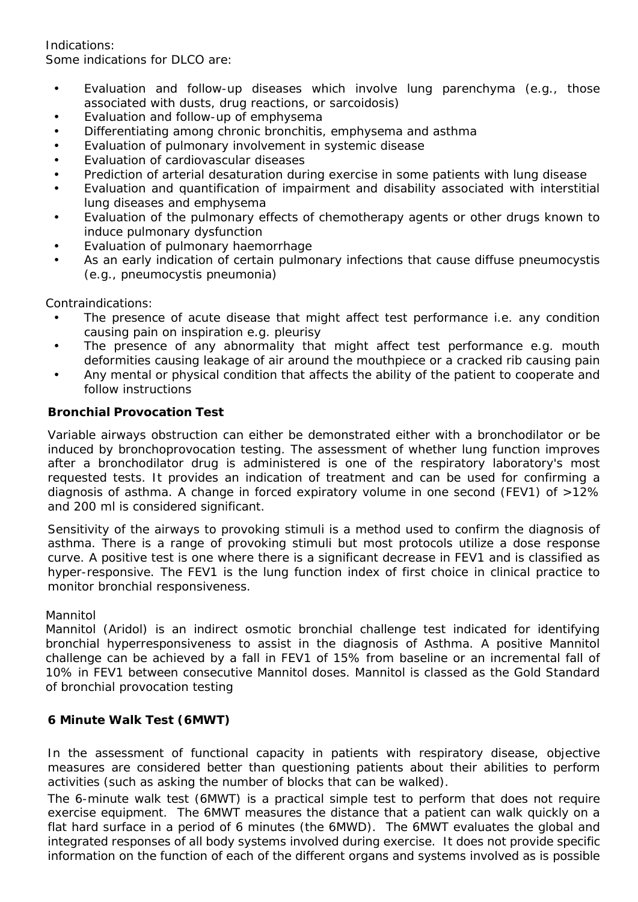Indications:
Some indications for DLCO are:

- Evaluation and follow-up diseases which involve lung parenchyma (e.g., those associated with dusts, drug reactions, or sarcoidosis)
- Evaluation and follow-up of emphysema
- Differentiating among chronic bronchitis, emphysema and asthma
- Evaluation of pulmonary involvement in systemic disease
- Evaluation of cardiovascular diseases
- Prediction of arterial desaturation during exercise in some patients with lung disease
- Evaluation and quantification of impairment and disability associated with interstitial lung diseases and emphysema
- Evaluation of the pulmonary effects of chemotherapy agents or other drugs known to induce pulmonary dysfunction
- Evaluation of pulmonary haemorrhage
- As an early indication of certain pulmonary infections that cause diffuse pneumocystis (e.g., pneumocystis pneumonia)

Contraindications:

- The presence of acute disease that might affect test performance i.e. any condition causing pain on inspiration e.g. pleurisy
- The presence of any abnormality that might affect test performance e.g. mouth deformities causing leakage of air around the mouthpiece or a cracked rib causing pain
- Any mental or physical condition that affects the ability of the patient to cooperate and follow instructions

**Bronchial Provocation Test**

Variable airways obstruction can either be demonstrated either with a bronchodilator or be induced by bronchoprovocation testing. The assessment of whether lung function improves after a bronchodilator drug is administered is one of the respiratory laboratory's most requested tests. It provides an indication of treatment and can be used for confirming a diagnosis of asthma. A change in forced expiratory volume in one second (FEV1) of >12% and 200 ml is considered significant.

Sensitivity of the airways to provoking stimuli is a method used to confirm the diagnosis of asthma. There is a range of provoking stimuli but most protocols utilize a dose response curve. A positive test is one where there is a significant decrease in FEV1 and is classified as hyper-responsive. The FEV1 is the lung function index of first choice in clinical practice to monitor bronchial responsiveness.

Mannitol

Mannitol (Aridol) is an indirect osmotic bronchial challenge test indicated for identifying bronchial hyperresponsiveness to assist in the diagnosis of Asthma. A positive Mannitol challenge can be achieved by a fall in FEV1 of 15% from baseline or an incremental fall of 10% in FEV1 between consecutive Mannitol doses. Mannitol is classed as the Gold Standard of bronchial provocation testing

**6 Minute Walk Test (6MWT)**

In the assessment of functional capacity in patients with respiratory disease, objective measures are considered better than questioning patients about their abilities to perform activities (such as asking the number of blocks that can be walked).

The 6-minute walk test (6MWT) is a practical simple test to perform that does not require exercise equipment. The 6MWT measures the distance that a patient can walk quickly on a flat hard surface in a period of 6 minutes (the 6MWD). The 6MWT evaluates the global and integrated responses of all body systems involved during exercise. It does not provide specific information on the function of each of the different organs and systems involved as is possible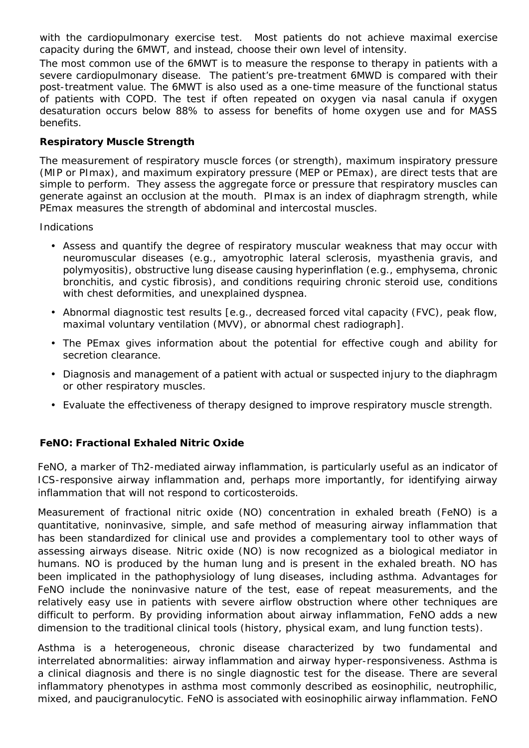with the cardiopulmonary exercise test. Most patients do not achieve maximal exercise capacity during the 6MWT, and instead, choose their own level of intensity.

The most common use of the 6MWT is to measure the response to therapy in patients with a severe cardiopulmonary disease. The patient's pre-treatment 6MWD is compared with their post-treatment value. The 6MWT is also used as a one-time measure of the functional status of patients with COPD. The test if often repeated on oxygen via nasal canula if oxygen desaturation occurs below 88% to assess for benefits of home oxygen use and for MASS benefits.

### Respiratory Muscle Strength

The measurement of respiratory muscle forces (or strength), maximum inspiratory pressure (MIP or PImax), and maximum expiratory pressure (MEP or PEmax), are direct tests that are simple to perform. They assess the aggregate force or pressure that respiratory muscles can generate against an occlusion at the mouth. PImax is an index of diaphragm strength, while PEmax measures the strength of abdominal and intercostal muscles.

Indications

- Assess and quantify the degree of respiratory muscular weakness that may occur with neuromuscular diseases (e.g., amyotrophic lateral sclerosis, myasthenia gravis, and polymyositis), obstructive lung disease causing hyperinflation (e.g., emphysema, chronic bronchitis, and cystic fibrosis), and conditions requiring chronic steroid use, conditions with chest deformities, and unexplained dyspnea.
- Abnormal diagnostic test results [e.g., decreased forced vital capacity (FVC), peak flow, maximal voluntary ventilation (MVV), or abnormal chest radiograph].
- The PEmax gives information about the potential for effective cough and ability for secretion clearance.
- Diagnosis and management of a patient with actual or suspected injury to the diaphragm or other respiratory muscles.
- Evaluate the effectiveness of therapy designed to improve respiratory muscle strength.

### FeNO: Fractional Exhaled Nitric Oxide

FeNO, a marker of Th2-mediated airway inflammation, is particularly useful as an indicator of ICS-responsive airway inflammation and, perhaps more importantly, for identifying airway inflammation that will not respond to corticosteroids.

Measurement of fractional nitric oxide (NO) concentration in exhaled breath (FeNO) is a quantitative, noninvasive, simple, and safe method of measuring airway inflammation that has been standardized for clinical use and provides a complementary tool to other ways of assessing airways disease. Nitric oxide (NO) is now recognized as a biological mediator in humans. NO is produced by the human lung and is present in the exhaled breath. NO has been implicated in the pathophysiology of lung diseases, including asthma. Advantages for FeNO include the noninvasive nature of the test, ease of repeat measurements, and the relatively easy use in patients with severe airflow obstruction where other techniques are difficult to perform. By providing information about airway inflammation, FeNO adds a new dimension to the traditional clinical tools (history, physical exam, and lung function tests).

Asthma is a heterogeneous, chronic disease characterized by two fundamental and interrelated abnormalities: airway inflammation and airway hyper-responsiveness. Asthma is a clinical diagnosis and there is no single diagnostic test for the disease. There are several inflammatory phenotypes in asthma most commonly described as eosinophilic, neutrophilic, mixed, and paucigranulocytic. FeNO is associated with eosinophilic airway inflammation. FeNO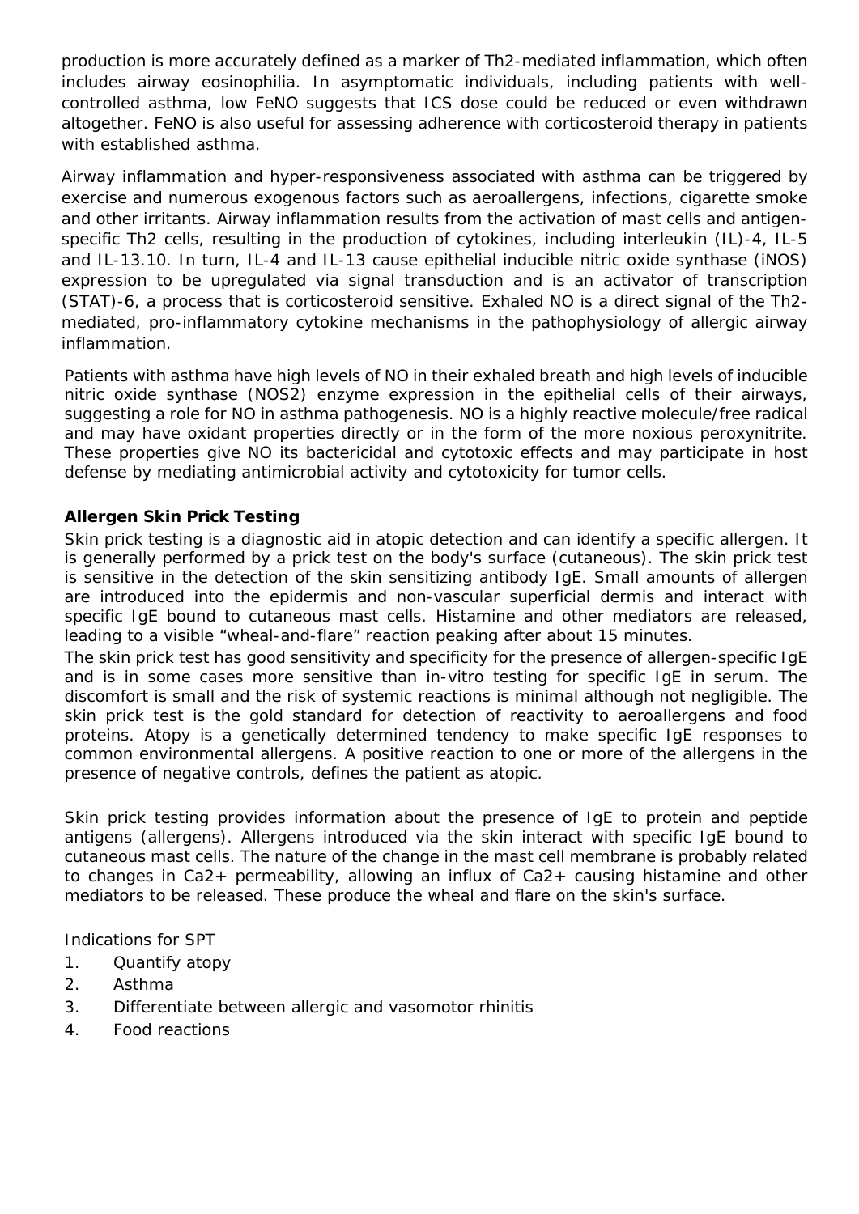production is more accurately defined as a marker of Th2-mediated inflammation, which often includes airway eosinophilia. In asymptomatic individuals, including patients with well-controlled asthma, low FeNO suggests that ICS dose could be reduced or even withdrawn altogether. FeNO is also useful for assessing adherence with corticosteroid therapy in patients with established asthma.

Airway inflammation and hyper-responsiveness associated with asthma can be triggered by exercise and numerous exogenous factors such as aeroallergens, infections, cigarette smoke and other irritants. Airway inflammation results from the activation of mast cells and antigen-specific Th2 cells, resulting in the production of cytokines, including interleukin (IL)-4, IL-5 and IL-13.10. In turn, IL-4 and IL-13 cause epithelial inducible nitric oxide synthase (iNOS) expression to be upregulated via signal transduction and is an activator of transcription (STAT)-6, a process that is corticosteroid sensitive. Exhaled NO is a direct signal of the Th2-mediated, pro-inflammatory cytokine mechanisms in the pathophysiology of allergic airway inflammation.

Patients with asthma have high levels of NO in their exhaled breath and high levels of inducible nitric oxide synthase (NOS2) enzyme expression in the epithelial cells of their airways, suggesting a role for NO in asthma pathogenesis. NO is a highly reactive molecule/free radical and may have oxidant properties directly or in the form of the more noxious peroxynitrite. These properties give NO its bactericidal and cytotoxic effects and may participate in host defense by mediating antimicrobial activity and cytotoxicity for tumor cells.

**Allergen Skin Prick Testing**

Skin prick testing is a diagnostic aid in atopic detection and can identify a specific allergen. It is generally performed by a prick test on the body's surface (cutaneous). The skin prick test is sensitive in the detection of the skin sensitizing antibody IgE. Small amounts of allergen are introduced into the epidermis and non-vascular superficial dermis and interact with specific IgE bound to cutaneous mast cells. Histamine and other mediators are released, leading to a visible "wheal-and-flare" reaction peaking after about 15 minutes.

The skin prick test has good sensitivity and specificity for the presence of allergen-specific IgE and is in some cases more sensitive than in-vitro testing for specific IgE in serum. The discomfort is small and the risk of systemic reactions is minimal although not negligible. The skin prick test is the gold standard for detection of reactivity to aeroallergens and food proteins. Atopy is a genetically determined tendency to make specific IgE responses to common environmental allergens. A positive reaction to one or more of the allergens in the presence of negative controls, defines the patient as atopic.

Skin prick testing provides information about the presence of IgE to protein and peptide antigens (allergens). Allergens introduced via the skin interact with specific IgE bound to cutaneous mast cells. The nature of the change in the mast cell membrane is probably related to changes in $Ca^{2+}$ permeability, allowing an influx of $Ca^{2+}$ causing histamine and other mediators to be released. These produce the wheal and flare on the skin's surface.

Indications for SPT

1. Quantify atopy
2. Asthma
3. Differentiate between allergic and vasomotor rhinitis
4. Food reactions